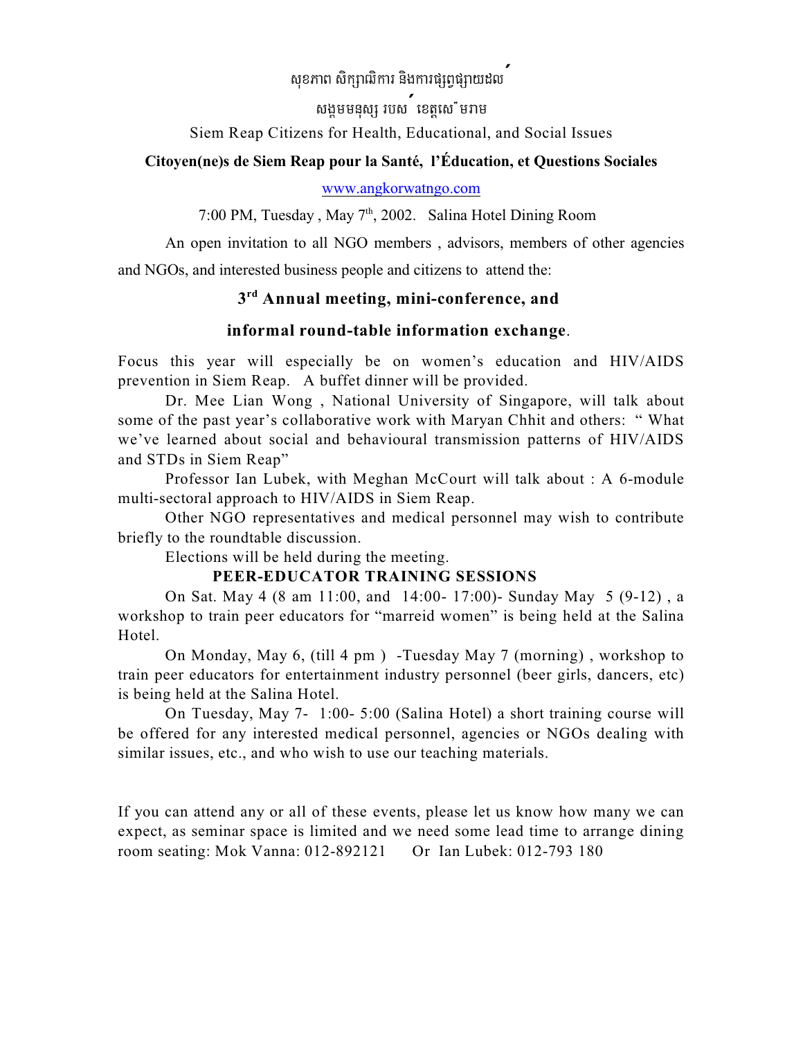សុខភាព សិក្សាធិការ និងការផ្សព្វផ្សាយដល់

សង្គមមនុស្ស របស់ ខេត្តសៀមរាម

Siem Reap Citizens for Health, Educational, and Social Issues

**Citoyen(ne)s de Siem Reap pour la Santé, l'Éducation, et Questions Sociales**

www.angkorwatngo.com

7:00 PM, Tuesday , May 7th, 2002. Salina Hotel Dining Room

An open invitation to all NGO members , advisors, members of other agencies and NGOs, and interested business people and citizens to attend the:

## 3rd Annual meeting, mini-conference, and informal round-table information exchange.

Focus this year will especially be on women's education and HIV/AIDS prevention in Siem Reap. A buffet dinner will be provided.

Dr. Mee Lian Wong , National University of Singapore, will talk about some of the past year's collaborative work with Maryan Chhit and others: " What we've learned about social and behavioural transmission patterns of HIV/AIDS and STDs in Siem Reap"

Professor Ian Lubek, with Meghan McCourt will talk about : A 6-module multi-sectoral approach to HIV/AIDS in Siem Reap.

Other NGO representatives and medical personnel may wish to contribute briefly to the roundtable discussion.

Elections will be held during the meeting.

## PEER-EDUCATOR TRAINING SESSIONS

On Sat. May 4 (8 am 11:00, and 14:00- 17:00)- Sunday May 5 (9-12) , a workshop to train peer educators for "marreid women" is being held at the Salina Hotel.

On Monday, May 6, (till 4 pm ) -Tuesday May 7 (morning) , workshop to train peer educators for entertainment industry personnel (beer girls, dancers, etc) is being held at the Salina Hotel.

On Tuesday, May 7- 1:00- 5:00 (Salina Hotel) a short training course will be offered for any interested medical personnel, agencies or NGOs dealing with similar issues, etc., and who wish to use our teaching materials.

If you can attend any or all of these events, please let us know how many we can expect, as seminar space is limited and we need some lead time to arrange dining room seating: Mok Vanna: 012-892121 Or Ian Lubek: 012-793 180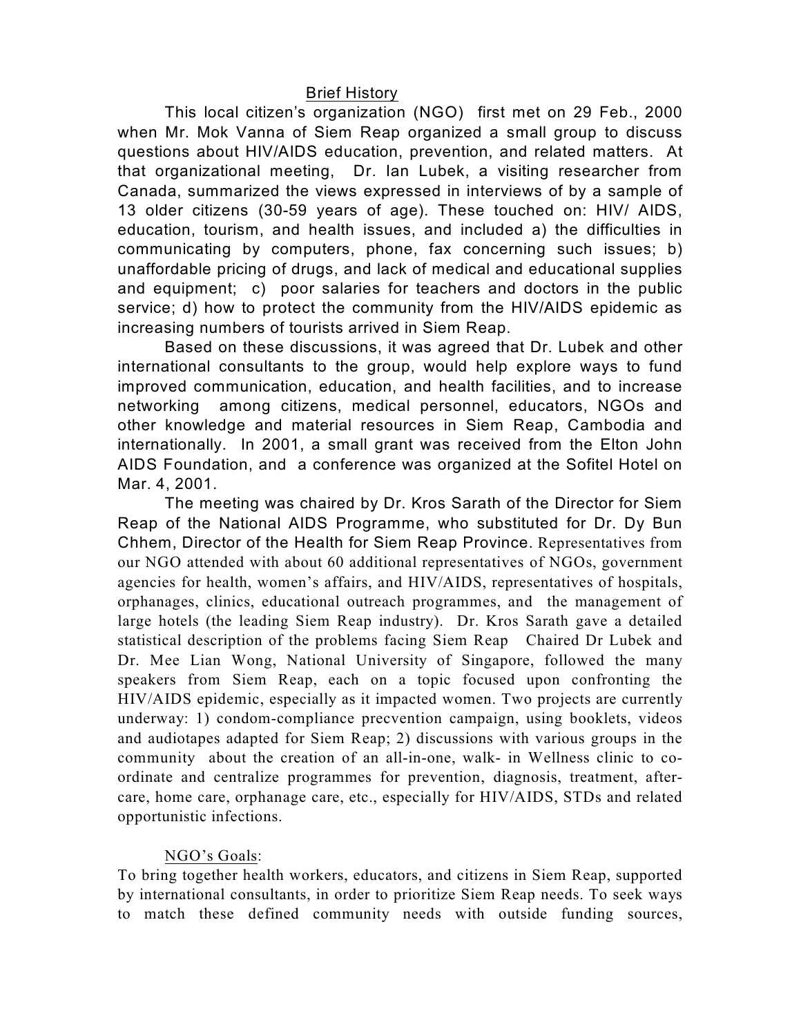## Brief History

This local citizen's organization (NGO) first met on 29 Feb., 2000 when Mr. Mok Vanna of Siem Reap organized a small group to discuss questions about HIV/AIDS education, prevention, and related matters. At that organizational meeting, Dr. Ian Lubek, a visiting researcher from Canada, summarized the views expressed in interviews of by a sample of 13 older citizens (30-59 years of age). These touched on: HIV/ AIDS, education, tourism, and health issues, and included a) the difficulties in communicating by computers, phone, fax concerning such issues; b) unaffordable pricing of drugs, and lack of medical and educational supplies and equipment; c) poor salaries for teachers and doctors in the public service; d) how to protect the community from the HIV/AIDS epidemic as increasing numbers of tourists arrived in Siem Reap.

Based on these discussions, it was agreed that Dr. Lubek and other international consultants to the group, would help explore ways to fund improved communication, education, and health facilities, and to increase networking among citizens, medical personnel, educators, NGOs and other knowledge and material resources in Siem Reap, Cambodia and internationally. In 2001, a small grant was received from the Elton John AIDS Foundation, and a conference was organized at the Sofitel Hotel on Mar. 4, 2001.

The meeting was chaired by Dr. Kros Sarath of the Director for Siem Reap of the National AIDS Programme, who substituted for Dr. Dy Bun Chhem, Director of the Health for Siem Reap Province. Representatives from our NGO attended with about 60 additional representatives of NGOs, government agencies for health, women's affairs, and HIV/AIDS, representatives of hospitals, orphanages, clinics, educational outreach programmes, and the management of large hotels (the leading Siem Reap industry). Dr. Kros Sarath gave a detailed statistical description of the problems facing Siem Reap Chaired Dr Lubek and Dr. Mee Lian Wong, National University of Singapore, followed the many speakers from Siem Reap, each on a topic focused upon confronting the HIV/AIDS epidemic, especially as it impacted women. Two projects are currently underway: 1) condom-compliance precvention campaign, using booklets, videos and audiotapes adapted for Siem Reap; 2) discussions with various groups in the community about the creation of an all-in-one, walk- in Wellness clinic to co-ordinate and centralize programmes for prevention, diagnosis, treatment, after-care, home care, orphanage care, etc., especially for HIV/AIDS, STDs and related opportunistic infections.

## NGO's Goals:

To bring together health workers, educators, and citizens in Siem Reap, supported by international consultants, in order to prioritize Siem Reap needs. To seek ways to match these defined community needs with outside funding sources,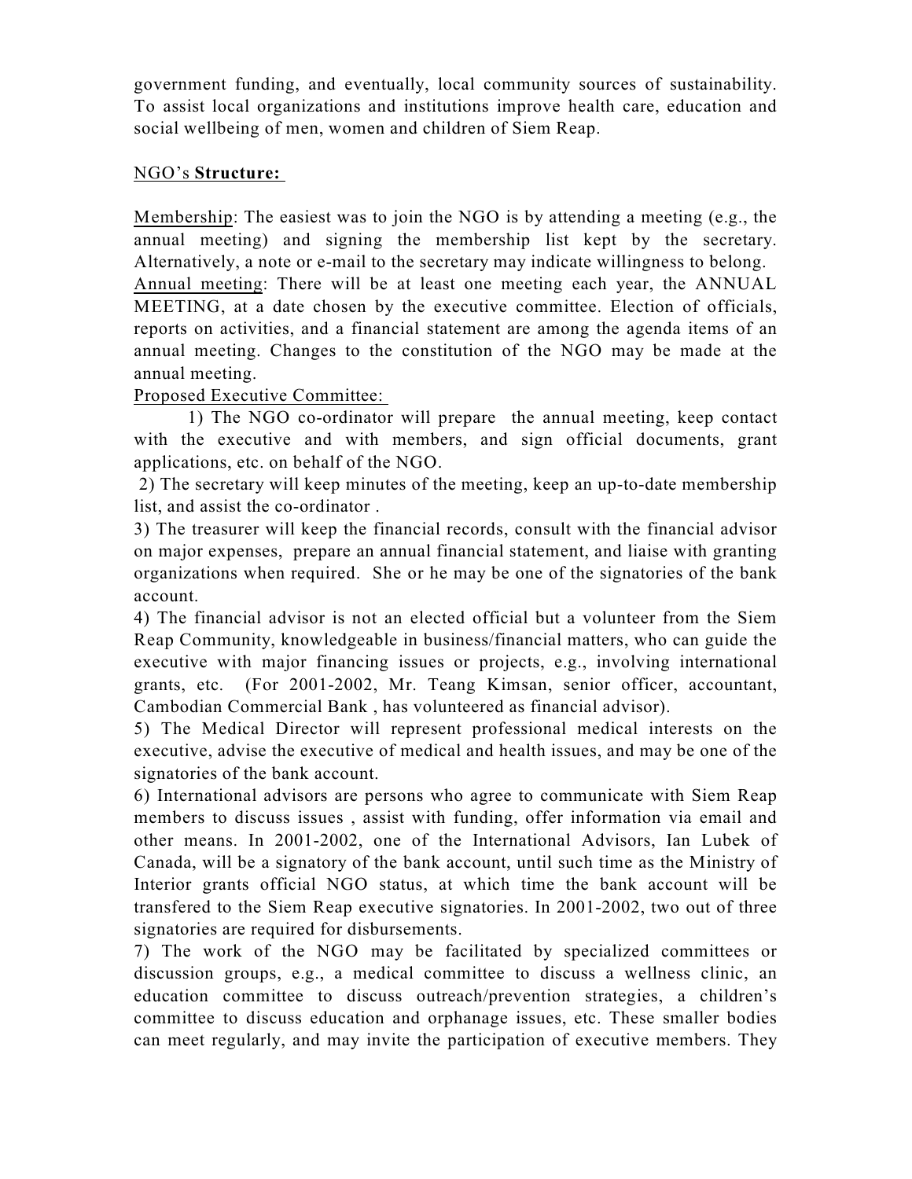government funding, and eventually, local community sources of sustainability. To assist local organizations and institutions improve health care, education and social wellbeing of men, women and children of Siem Reap.

NGO's **Structure:**

Membership: The easiest was to join the NGO is by attending a meeting (e.g., the annual meeting) and signing the membership list kept by the secretary. Alternatively, a note or e-mail to the secretary may indicate willingness to belong.

Annual meeting: There will be at least one meeting each year, the ANNUAL MEETING, at a date chosen by the executive committee. Election of officials, reports on activities, and a financial statement are among the agenda items of an annual meeting. Changes to the constitution of the NGO may be made at the annual meeting.

Proposed Executive Committee:

1) The NGO co-ordinator will prepare the annual meeting, keep contact with the executive and with members, and sign official documents, grant applications, etc. on behalf of the NGO.

2) The secretary will keep minutes of the meeting, keep an up-to-date membership list, and assist the co-ordinator .

3) The treasurer will keep the financial records, consult with the financial advisor on major expenses, prepare an annual financial statement, and liaise with granting organizations when required. She or he may be one of the signatories of the bank account.

4) The financial advisor is not an elected official but a volunteer from the Siem Reap Community, knowledgeable in business/financial matters, who can guide the executive with major financing issues or projects, e.g., involving international grants, etc. (For 2001-2002, Mr. Teang Kimsan, senior officer, accountant, Cambodian Commercial Bank , has volunteered as financial advisor).

5) The Medical Director will represent professional medical interests on the executive, advise the executive of medical and health issues, and may be one of the signatories of the bank account.

6) International advisors are persons who agree to communicate with Siem Reap members to discuss issues , assist with funding, offer information via email and other means. In 2001-2002, one of the International Advisors, Ian Lubek of Canada, will be a signatory of the bank account, until such time as the Ministry of Interior grants official NGO status, at which time the bank account will be transfered to the Siem Reap executive signatories. In 2001-2002, two out of three signatories are required for disbursements.

7) The work of the NGO may be facilitated by specialized committees or discussion groups, e.g., a medical committee to discuss a wellness clinic, an education committee to discuss outreach/prevention strategies, a children's committee to discuss education and orphanage issues, etc. These smaller bodies can meet regularly, and may invite the participation of executive members. They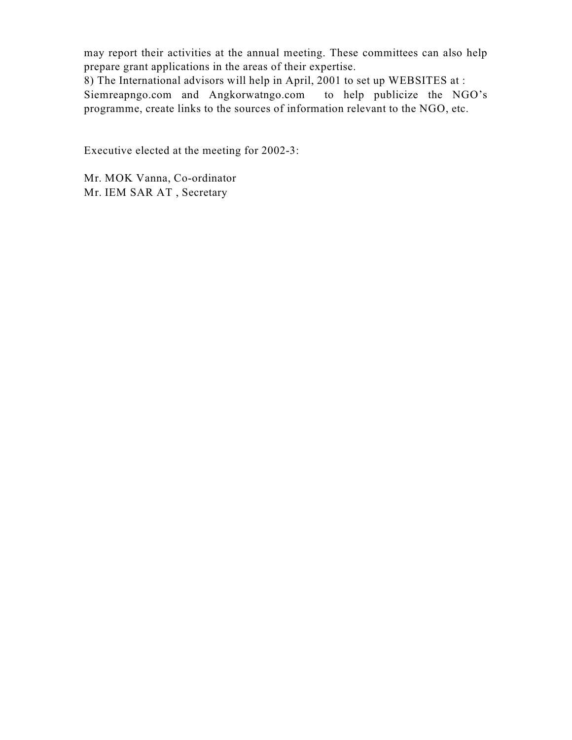may report their activities at the annual meeting. These committees can also help prepare grant applications in the areas of their expertise.

8) The International advisors will help in April, 2001 to set up WEBSITES at : Siemreapngo.com and Angkorwatngo.com to help publicize the NGO's programme, create links to the sources of information relevant to the NGO, etc.

Executive elected at the meeting for 2002-3:

Mr. MOK Vanna, Co-ordinator
Mr. IEM SAR AT , Secretary